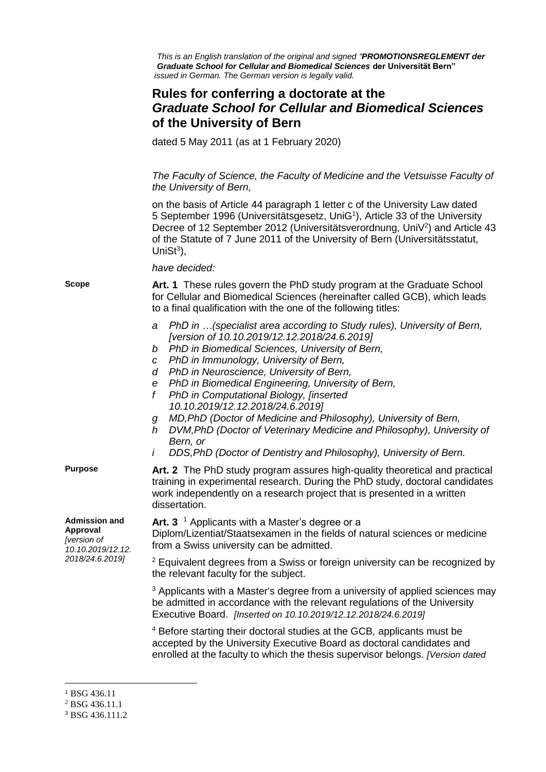*This is an English translation of the original and signed "**PROMOTIONSREGLEMENT der Graduate School for Cellular and Biomedical Sciences** **der Universität Bern"** issued in German. The German version is legally valid.*

# Rules for conferring a doctorate at the *Graduate School for Cellular and Biomedical Sciences* of the University of Bern

dated 5 May 2011 (as at 1 February 2020)

*The Faculty of Science, the Faculty of Medicine and the Vetsuisse Faculty of the University of Bern,*

on the basis of Article 44 paragraph 1 letter c of the University Law dated 5 September 1996 (Universitätsgesetz, UniG[1]), Article 33 of the University Decree of 12 September 2012 (Universitätsverordnung, UniV[2]) and Article 43 of the Statute of 7 June 2011 of the University of Bern (Universitätsstatut, UniSt[3]),

*have decided:*

**Scope**

**Art. 1** These rules govern the PhD study program at the Graduate School for Cellular and Biomedical Sciences (hereinafter called GCB), which leads to a final qualification with the one of the following titles:

*a PhD in …(specialist area according to Study rules), University of Bern, [version of 10.10.2019/12.12.2018/24.6.2019]*
*b PhD in Biomedical Sciences, University of Bern,*
*c PhD in Immunology, University of Bern,*
*d PhD in Neuroscience, University of Bern,*
*e PhD in Biomedical Engineering, University of Bern,*
*f PhD in Computational Biology, [inserted 10.10.2019/12.12.2018/24.6.2019]*
*g MD,PhD (Doctor of Medicine and Philosophy), University of Bern,*
*h DVM,PhD (Doctor of Veterinary Medicine and Philosophy), University of Bern, or*
*i DDS,PhD (Doctor of Dentistry and Philosophy), University of Bern.*

**Purpose**

**Art. 2** The PhD study program assures high-quality theoretical and practical training in experimental research. During the PhD study, doctoral candidates work independently on a research project that is presented in a written dissertation.

**Admission and Approval** *[version of 10.10.2019/12.12.2018/24.6.2019]*

**Art. 3** [1] Applicants with a Master's degree or a Diplom/Lizentiat/Staatsexamen in the fields of natural sciences or medicine from a Swiss university can be admitted.

[2] Equivalent degrees from a Swiss or foreign university can be recognized by the relevant faculty for the subject.

[3] Applicants with a Master's degree from a university of applied sciences may be admitted in accordance with the relevant regulations of the University Executive Board. *[Inserted on 10.10.2019/12.12.2018/24.6.2019]*

[4] Before starting their doctoral studies at the GCB, applicants must be accepted by the University Executive Board as doctoral candidates and enrolled at the faculty to which the thesis supervisor belongs. *[Version dated*

---

[1] BSG 436.11
[2] BSG 436.11.1
[3] BSG 436.111.2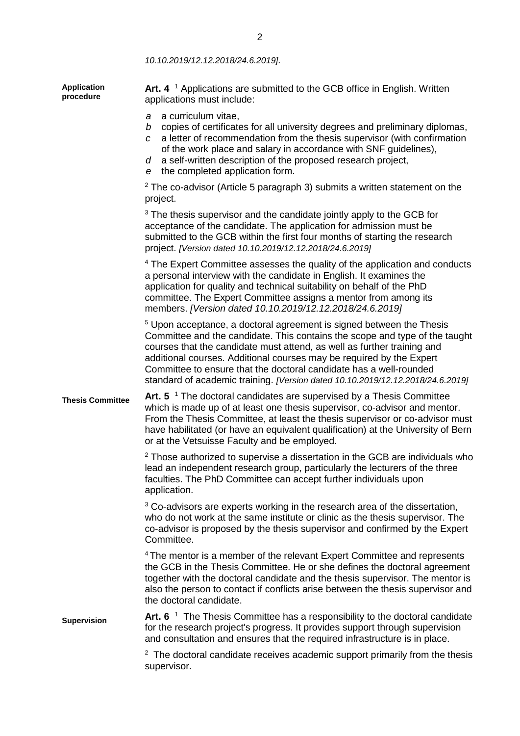*10.10.2019/12.12.2018/24.6.2019].*

**Application procedure**

**Art. 4** [1] Applications are submitted to the GCB office in English. Written applications must include:

*a* a curriculum vitae,
*b* copies of certificates for all university degrees and preliminary diplomas,
*c* a letter of recommendation from the thesis supervisor (with confirmation of the work place and salary in accordance with SNF guidelines),
*d* a self-written description of the proposed research project,
*e* the completed application form.

[2] The co-advisor (Article 5 paragraph 3) submits a written statement on the project.

[3] The thesis supervisor and the candidate jointly apply to the GCB for acceptance of the candidate. The application for admission must be submitted to the GCB within the first four months of starting the research project. *[Version dated 10.10.2019/12.12.2018/24.6.2019]*

[4] The Expert Committee assesses the quality of the application and conducts a personal interview with the candidate in English. It examines the application for quality and technical suitability on behalf of the PhD committee. The Expert Committee assigns a mentor from among its members. *[Version dated 10.10.2019/12.12.2018/24.6.2019]*

[5] Upon acceptance, a doctoral agreement is signed between the Thesis Committee and the candidate. This contains the scope and type of the taught courses that the candidate must attend, as well as further training and additional courses. Additional courses may be required by the Expert Committee to ensure that the doctoral candidate has a well-rounded standard of academic training. *[Version dated 10.10.2019/12.12.2018/24.6.2019]*

**Thesis Committee**

**Art. 5** [1] The doctoral candidates are supervised by a Thesis Committee which is made up of at least one thesis supervisor, co-advisor and mentor. From the Thesis Committee, at least the thesis supervisor or co-advisor must have habilitated (or have an equivalent qualification) at the University of Bern or at the Vetsuisse Faculty and be employed.

[2] Those authorized to supervise a dissertation in the GCB are individuals who lead an independent research group, particularly the lecturers of the three faculties. The PhD Committee can accept further individuals upon application.

[3] Co-advisors are experts working in the research area of the dissertation, who do not work at the same institute or clinic as the thesis supervisor. The co-advisor is proposed by the thesis supervisor and confirmed by the Expert Committee.

[4] The mentor is a member of the relevant Expert Committee and represents the GCB in the Thesis Committee. He or she defines the doctoral agreement together with the doctoral candidate and the thesis supervisor. The mentor is also the person to contact if conflicts arise between the thesis supervisor and the doctoral candidate.

**Supervision**

**Art. 6** [1] The Thesis Committee has a responsibility to the doctoral candidate for the research project's progress. It provides support through supervision and consultation and ensures that the required infrastructure is in place.

[2] The doctoral candidate receives academic support primarily from the thesis supervisor.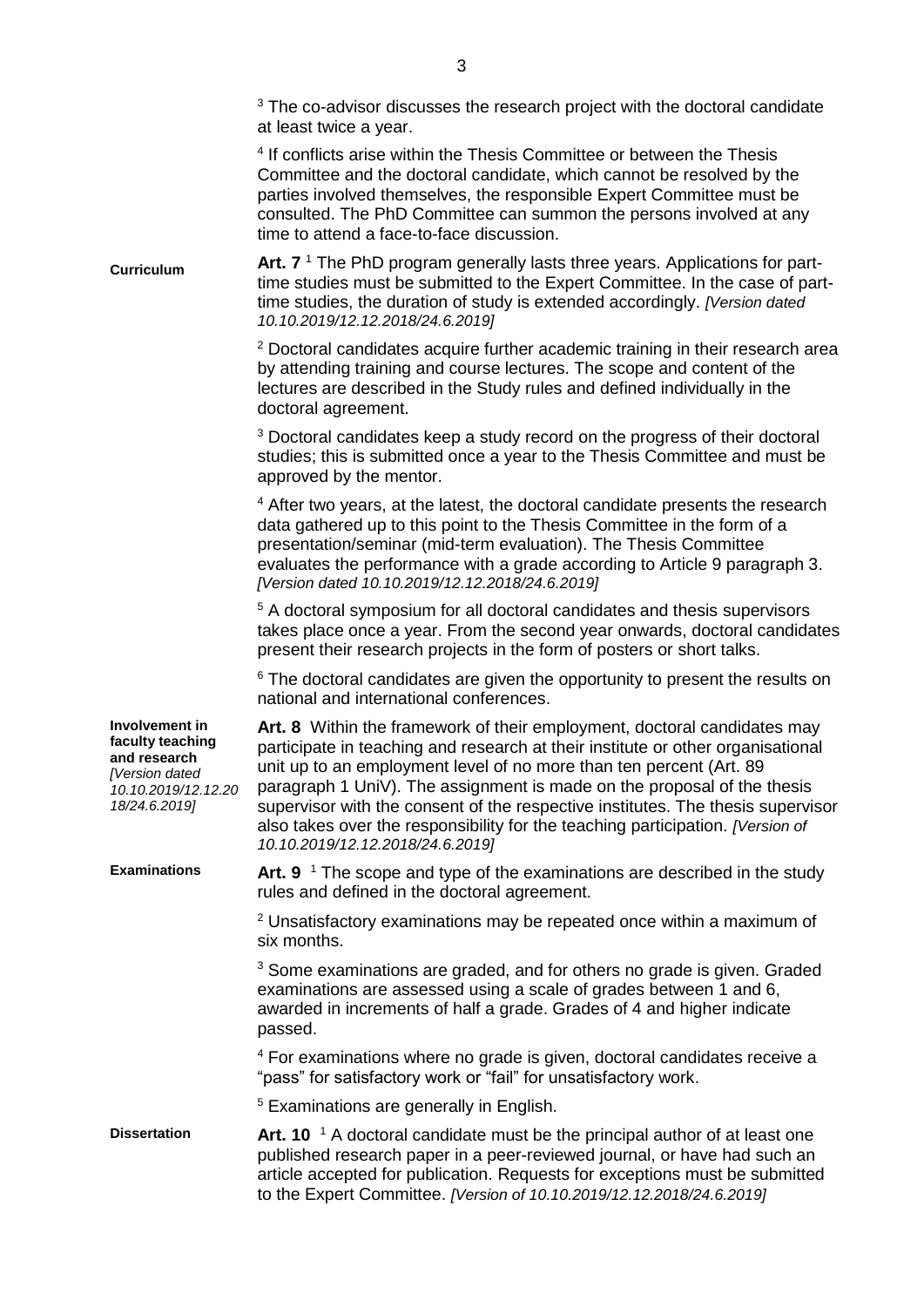[3] The co-advisor discusses the research project with the doctoral candidate at least twice a year.

[4] If conflicts arise within the Thesis Committee or between the Thesis Committee and the doctoral candidate, which cannot be resolved by the parties involved themselves, the responsible Expert Committee must be consulted. The PhD Committee can summon the persons involved at any time to attend a face-to-face discussion.

**Curriculum**

**Art. 7** [1] The PhD program generally lasts three years. Applications for part-time studies must be submitted to the Expert Committee. In the case of part-time studies, the duration of study is extended accordingly. *[Version dated 10.10.2019/12.12.2018/24.6.2019]*

[2] Doctoral candidates acquire further academic training in their research area by attending training and course lectures. The scope and content of the lectures are described in the Study rules and defined individually in the doctoral agreement.

[3] Doctoral candidates keep a study record on the progress of their doctoral studies; this is submitted once a year to the Thesis Committee and must be approved by the mentor.

[4] After two years, at the latest, the doctoral candidate presents the research data gathered up to this point to the Thesis Committee in the form of a presentation/seminar (mid-term evaluation). The Thesis Committee evaluates the performance with a grade according to Article 9 paragraph 3. *[Version dated 10.10.2019/12.12.2018/24.6.2019]*

[5] A doctoral symposium for all doctoral candidates and thesis supervisors takes place once a year. From the second year onwards, doctoral candidates present their research projects in the form of posters or short talks.

[6] The doctoral candidates are given the opportunity to present the results on national and international conferences.

**Involvement in faculty teaching and research** *[Version dated 10.10.2019/12.12.2018/24.6.2019]*

**Art. 8** Within the framework of their employment, doctoral candidates may participate in teaching and research at their institute or other organisational unit up to an employment level of no more than ten percent (Art. 89 paragraph 1 UniV). The assignment is made on the proposal of the thesis supervisor with the consent of the respective institutes. The thesis supervisor also takes over the responsibility for the teaching participation. *[Version of 10.10.2019/12.12.2018/24.6.2019]*

**Examinations**

**Art. 9** [1] The scope and type of the examinations are described in the study rules and defined in the doctoral agreement.

[2] Unsatisfactory examinations may be repeated once within a maximum of six months.

[3] Some examinations are graded, and for others no grade is given. Graded examinations are assessed using a scale of grades between 1 and 6, awarded in increments of half a grade. Grades of 4 and higher indicate passed.

[4] For examinations where no grade is given, doctoral candidates receive a "pass" for satisfactory work or "fail" for unsatisfactory work.

[5] Examinations are generally in English.

**Dissertation**

**Art. 10** [1] A doctoral candidate must be the principal author of at least one published research paper in a peer-reviewed journal, or have had such an article accepted for publication. Requests for exceptions must be submitted to the Expert Committee. *[Version of 10.10.2019/12.12.2018/24.6.2019]*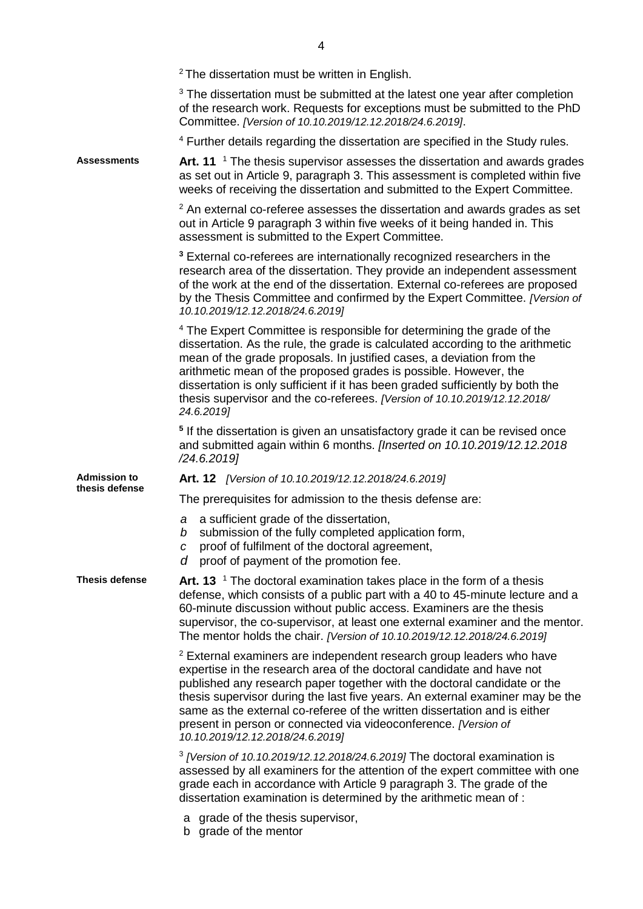[2] The dissertation must be written in English.

[3] The dissertation must be submitted at the latest one year after completion of the research work. Requests for exceptions must be submitted to the PhD Committee. *[Version of 10.10.2019/12.12.2018/24.6.2019]*.

[4] Further details regarding the dissertation are specified in the Study rules.

**Assessments**

**Art. 11** [1] The thesis supervisor assesses the dissertation and awards grades as set out in Article 9, paragraph 3. This assessment is completed within five weeks of receiving the dissertation and submitted to the Expert Committee.

[2] An external co-referee assesses the dissertation and awards grades as set out in Article 9 paragraph 3 within five weeks of it being handed in. This assessment is submitted to the Expert Committee.

**[3]** External co-referees are internationally recognized researchers in the research area of the dissertation. They provide an independent assessment of the work at the end of the dissertation. External co-referees are proposed by the Thesis Committee and confirmed by the Expert Committee. *[Version of 10.10.2019/12.12.2018/24.6.2019]*

[4] The Expert Committee is responsible for determining the grade of the dissertation. As the rule, the grade is calculated according to the arithmetic mean of the grade proposals. In justified cases, a deviation from the arithmetic mean of the proposed grades is possible. However, the dissertation is only sufficient if it has been graded sufficiently by both the thesis supervisor and the co-referees. *[Version of 10.10.2019/12.12.2018/24.6.2019]*

**[5]** If the dissertation is given an unsatisfactory grade it can be revised once and submitted again within 6 months. *[Inserted on 10.10.2019/12.12.2018/24.6.2019]*

**Admission to thesis defense**

**Art. 12** *[Version of 10.10.2019/12.12.2018/24.6.2019]*

The prerequisites for admission to the thesis defense are:

*a* a sufficient grade of the dissertation,
*b* submission of the fully completed application form,
*c* proof of fulfilment of the doctoral agreement,
*d* proof of payment of the promotion fee.

**Thesis defense**

**Art. 13** [1] The doctoral examination takes place in the form of a thesis defense, which consists of a public part with a 40 to 45-minute lecture and a 60-minute discussion without public access. Examiners are the thesis supervisor, the co-supervisor, at least one external examiner and the mentor. The mentor holds the chair. *[Version of 10.10.2019/12.12.2018/24.6.2019]*

[2] External examiners are independent research group leaders who have expertise in the research area of the doctoral candidate and have not published any research paper together with the doctoral candidate or the thesis supervisor during the last five years. An external examiner may be the same as the external co-referee of the written dissertation and is either present in person or connected via videoconference. *[Version of 10.10.2019/12.12.2018/24.6.2019]*

[3] *[Version of 10.10.2019/12.12.2018/24.6.2019]* The doctoral examination is assessed by all examiners for the attention of the expert committee with one grade each in accordance with Article 9 paragraph 3. The grade of the dissertation examination is determined by the arithmetic mean of :

a grade of the thesis supervisor,
b grade of the mentor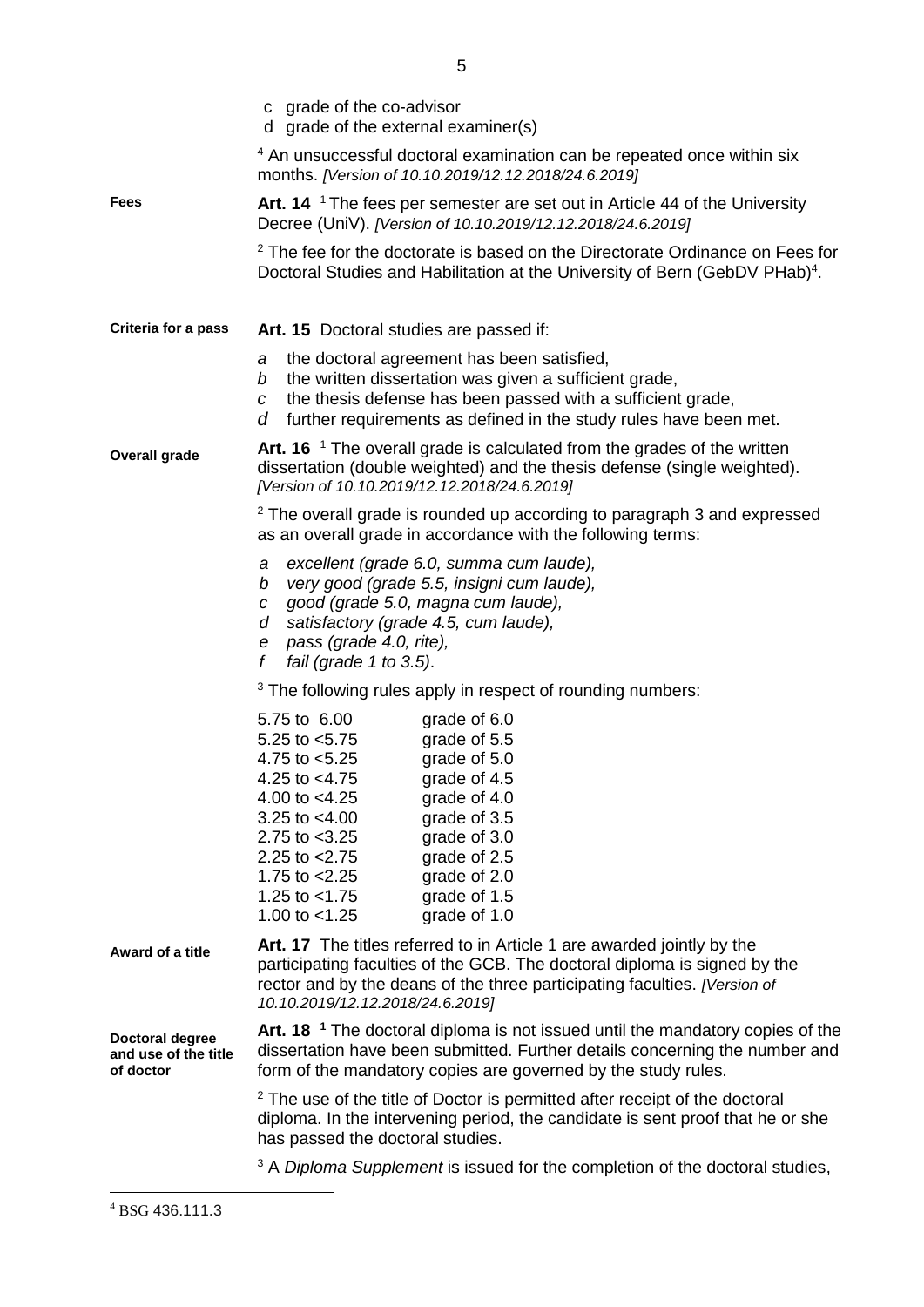c grade of the co-advisor
d grade of the external examiner(s)

[4] An unsuccessful doctoral examination can be repeated once within six months. *[Version of 10.10.2019/12.12.2018/24.6.2019]*

**Fees**

**Art. 14** [1] The fees per semester are set out in Article 44 of the University Decree (UniV). *[Version of 10.10.2019/12.12.2018/24.6.2019]*

[2] The fee for the doctorate is based on the Directorate Ordinance on Fees for Doctoral Studies and Habilitation at the University of Bern (GebDV PHab)[4].

**Criteria for a pass**

**Art. 15** Doctoral studies are passed if:

*a* the doctoral agreement has been satisfied,
*b* the written dissertation was given a sufficient grade,
*c* the thesis defense has been passed with a sufficient grade,
*d* further requirements as defined in the study rules have been met.

**Overall grade**

**Art. 16** [1] The overall grade is calculated from the grades of the written dissertation (double weighted) and the thesis defense (single weighted). *[Version of 10.10.2019/12.12.2018/24.6.2019]*

[2] The overall grade is rounded up according to paragraph 3 and expressed as an overall grade in accordance with the following terms:

*a excellent (grade 6.0, summa cum laude),*
*b very good (grade 5.5, insigni cum laude),*
*c good (grade 5.0, magna cum laude),*
*d satisfactory (grade 4.5, cum laude),*
*e pass (grade 4.0, rite),*
*f fail (grade 1 to 3.5)*.

[3] The following rules apply in respect of rounding numbers:

| | |
|---|---|
| 5.75 to 6.00 | grade of 6.0 |
| 5.25 to <5.75 | grade of 5.5 |
| 4.75 to <5.25 | grade of 5.0 |
| 4.25 to <4.75 | grade of 4.5 |
| 4.00 to <4.25 | grade of 4.0 |
| 3.25 to <4.00 | grade of 3.5 |
| 2.75 to <3.25 | grade of 3.0 |
| 2.25 to <2.75 | grade of 2.5 |
| 1.75 to <2.25 | grade of 2.0 |
| 1.25 to <1.75 | grade of 1.5 |
| 1.00 to <1.25 | grade of 1.0 |

**Award of a title**

**Art. 17** The titles referred to in Article 1 are awarded jointly by the participating faculties of the GCB. The doctoral diploma is signed by the rector and by the deans of the three participating faculties. *[Version of 10.10.2019/12.12.2018/24.6.2019]*

**Doctoral degree and use of the title of doctor**

**Art. 18** [1] The doctoral diploma is not issued until the mandatory copies of the dissertation have been submitted. Further details concerning the number and form of the mandatory copies are governed by the study rules.

[2] The use of the title of Doctor is permitted after receipt of the doctoral diploma. In the intervening period, the candidate is sent proof that he or she has passed the doctoral studies.

[3] A *Diploma Supplement* is issued for the completion of the doctoral studies,

---

[4] BSG 436.111.3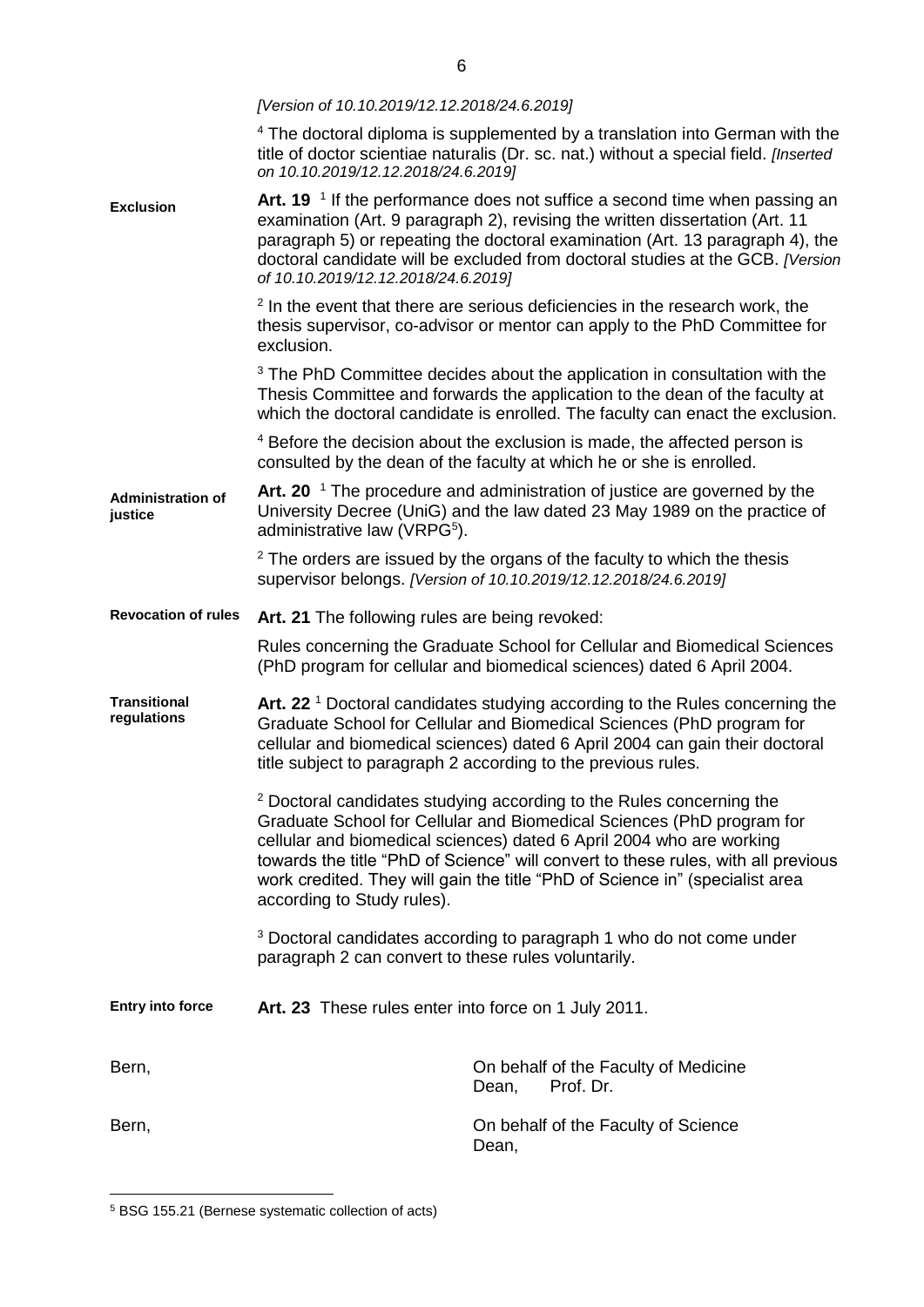*[Version of 10.10.2019/12.12.2018/24.6.2019]*

[4] The doctoral diploma is supplemented by a translation into German with the title of doctor scientiae naturalis (Dr. sc. nat.) without a special field. *[Inserted on 10.10.2019/12.12.2018/24.6.2019]*

**Exclusion**

**Art. 19** [1] If the performance does not suffice a second time when passing an examination (Art. 9 paragraph 2), revising the written dissertation (Art. 11 paragraph 5) or repeating the doctoral examination (Art. 13 paragraph 4), the doctoral candidate will be excluded from doctoral studies at the GCB. *[Version of 10.10.2019/12.12.2018/24.6.2019]*

[2] In the event that there are serious deficiencies in the research work, the thesis supervisor, co-advisor or mentor can apply to the PhD Committee for exclusion.

[3] The PhD Committee decides about the application in consultation with the Thesis Committee and forwards the application to the dean of the faculty at which the doctoral candidate is enrolled. The faculty can enact the exclusion.

[4] Before the decision about the exclusion is made, the affected person is consulted by the dean of the faculty at which he or she is enrolled.

**Administration of justice**

**Art. 20** [1] The procedure and administration of justice are governed by the University Decree (UniG) and the law dated 23 May 1989 on the practice of administrative law (VRPG[5]).

[2] The orders are issued by the organs of the faculty to which the thesis supervisor belongs. *[Version of 10.10.2019/12.12.2018/24.6.2019]*

**Revocation of rules**

**Art. 21** The following rules are being revoked:

Rules concerning the Graduate School for Cellular and Biomedical Sciences (PhD program for cellular and biomedical sciences) dated 6 April 2004.

**Transitional regulations**

**Art. 22** [1] Doctoral candidates studying according to the Rules concerning the Graduate School for Cellular and Biomedical Sciences (PhD program for cellular and biomedical sciences) dated 6 April 2004 can gain their doctoral title subject to paragraph 2 according to the previous rules.

[2] Doctoral candidates studying according to the Rules concerning the Graduate School for Cellular and Biomedical Sciences (PhD program for cellular and biomedical sciences) dated 6 April 2004 who are working towards the title "PhD of Science" will convert to these rules, with all previous work credited. They will gain the title "PhD of Science in" (specialist area according to Study rules).

[3] Doctoral candidates according to paragraph 1 who do not come under paragraph 2 can convert to these rules voluntarily.

**Entry into force**

**Art. 23** These rules enter into force on 1 July 2011.

Bern, On behalf of the Faculty of Medicine
Dean, Prof. Dr.

Bern, On behalf of the Faculty of Science
Dean,

---

[5] BSG 155.21 (Bernese systematic collection of acts)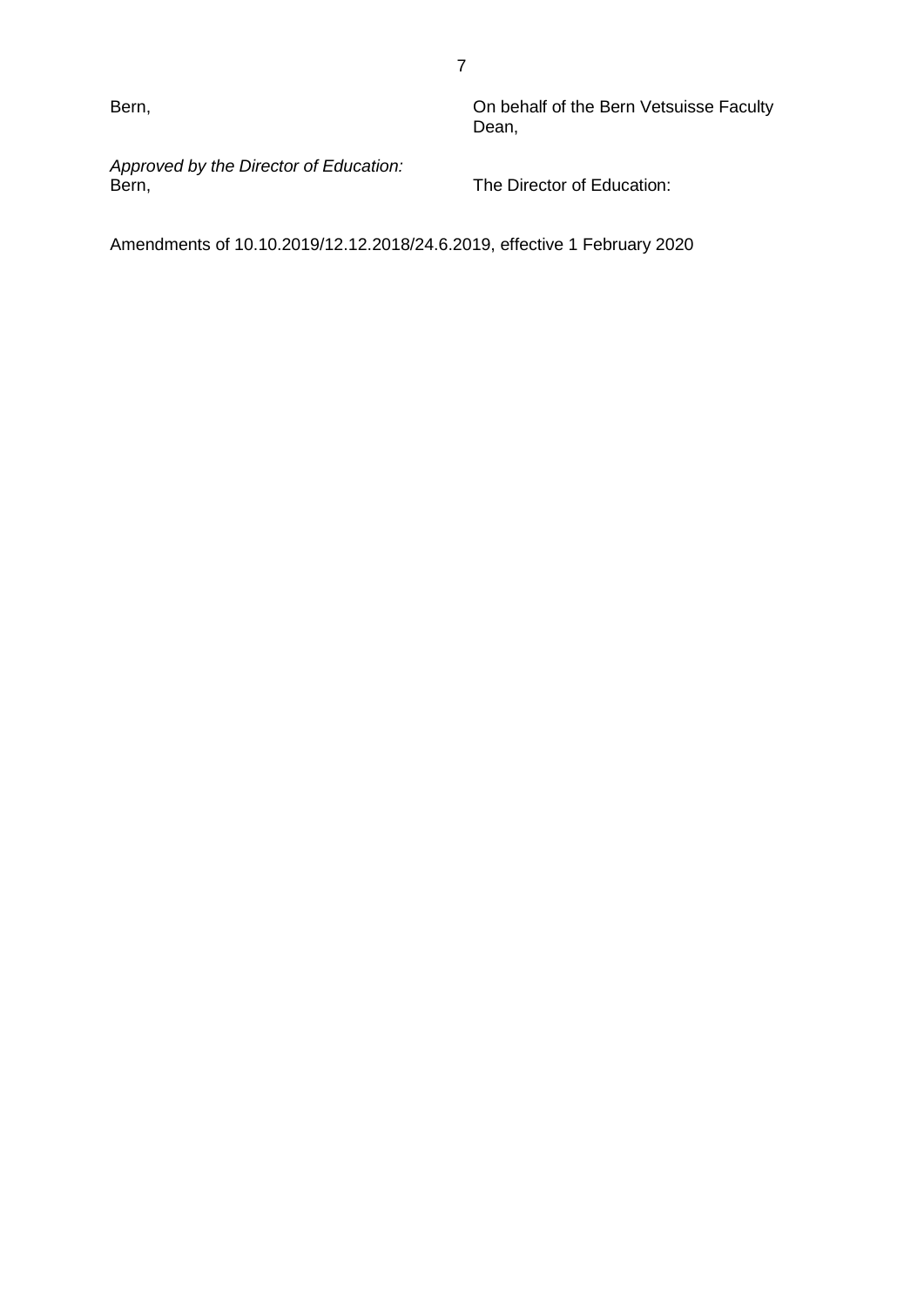Bern,

On behalf of the Bern Vetsuisse Faculty
Dean,

*Approved by the Director of Education:*
Bern,

The Director of Education:

Amendments of 10.10.2019/12.12.2018/24.6.2019, effective 1 February 2020